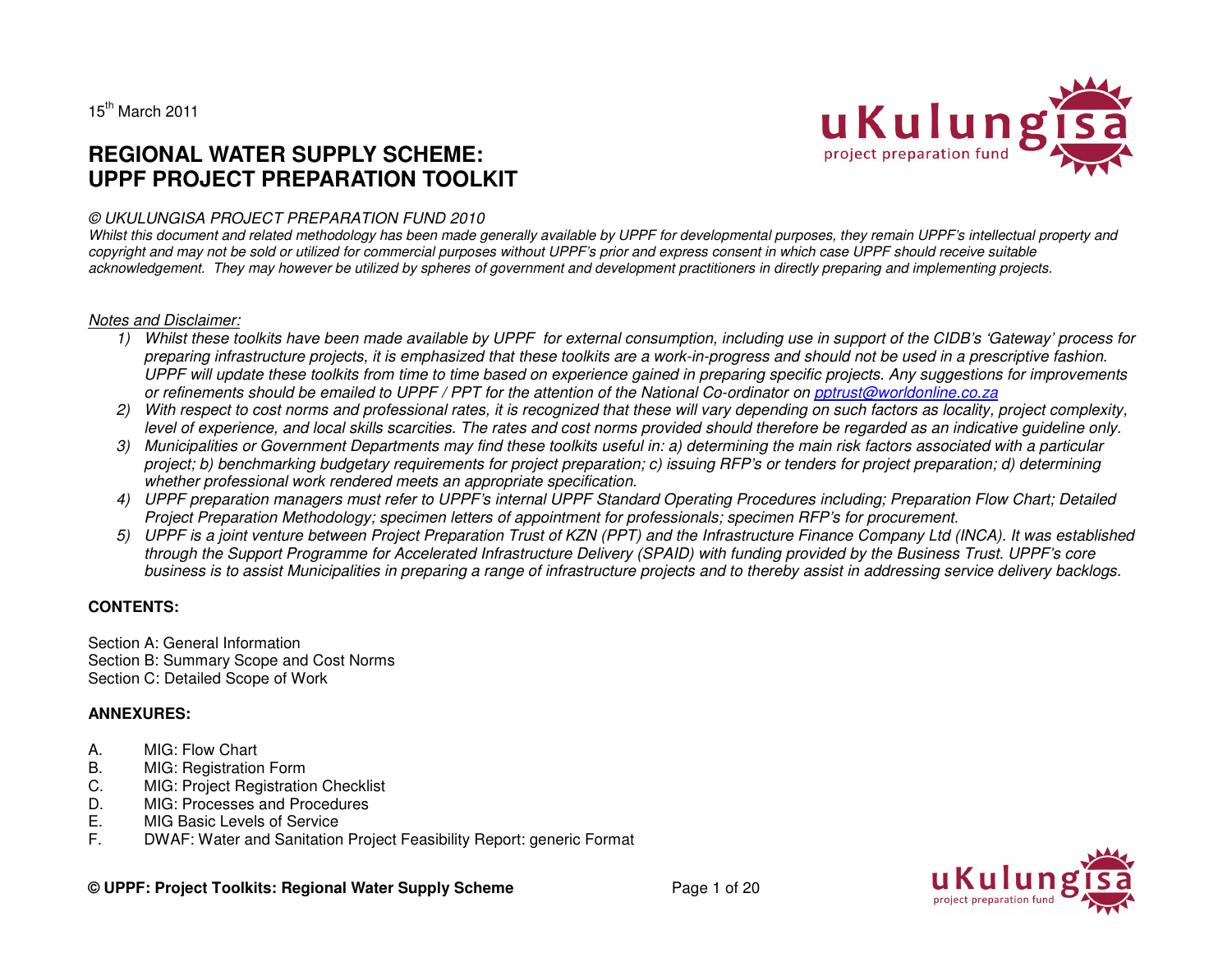15th March 2011

# REGIONAL WATER SUPPLY SCHEME: UPPF PROJECT PREPARATION TOOLKIT

*© UKULUNGISA PROJECT PREPARATION FUND 2010*

*Whilst this document and related methodology has been made generally available by UPPF for developmental purposes, they remain UPPF's intellectual property and copyright and may not be sold or utilized for commercial purposes without UPPF's prior and express consent in which case UPPF should receive suitable acknowledgement. They may however be utilized by spheres of government and development practitioners in directly preparing and implementing projects.*

*Notes and Disclaimer:*

1) *Whilst these toolkits have been made available by UPPF for external consumption, including use in support of the CIDB's 'Gateway' process for preparing infrastructure projects, it is emphasized that these toolkits are a work-in-progress and should not be used in a prescriptive fashion. UPPF will update these toolkits from time to time based on experience gained in preparing specific projects. Any suggestions for improvements or refinements should be emailed to UPPF / PPT for the attention of the National Co-ordinator on pptrust@worldonline.co.za*
2) *With respect to cost norms and professional rates, it is recognized that these will vary depending on such factors as locality, project complexity, level of experience, and local skills scarcities. The rates and cost norms provided should therefore be regarded as an indicative guideline only.*
3) *Municipalities or Government Departments may find these toolkits useful in: a) determining the main risk factors associated with a particular project; b) benchmarking budgetary requirements for project preparation; c) issuing RFP's or tenders for project preparation; d) determining whether professional work rendered meets an appropriate specification.*
4) *UPPF preparation managers must refer to UPPF's internal UPPF Standard Operating Procedures including; Preparation Flow Chart; Detailed Project Preparation Methodology; specimen letters of appointment for professionals; specimen RFP's for procurement.*
5) *UPPF is a joint venture between Project Preparation Trust of KZN (PPT) and the Infrastructure Finance Company Ltd (INCA). It was established through the Support Programme for Accelerated Infrastructure Delivery (SPAID) with funding provided by the Business Trust. UPPF's core business is to assist Municipalities in preparing a range of infrastructure projects and to thereby assist in addressing service delivery backlogs.*

**CONTENTS:**

Section A: General Information
Section B: Summary Scope and Cost Norms
Section C: Detailed Scope of Work

**ANNEXURES:**

A. MIG: Flow Chart
B. MIG: Registration Form
C. MIG: Project Registration Checklist
D. MIG: Processes and Procedures
E. MIG Basic Levels of Service
F. DWAF: Water and Sanitation Project Feasibility Report: generic Format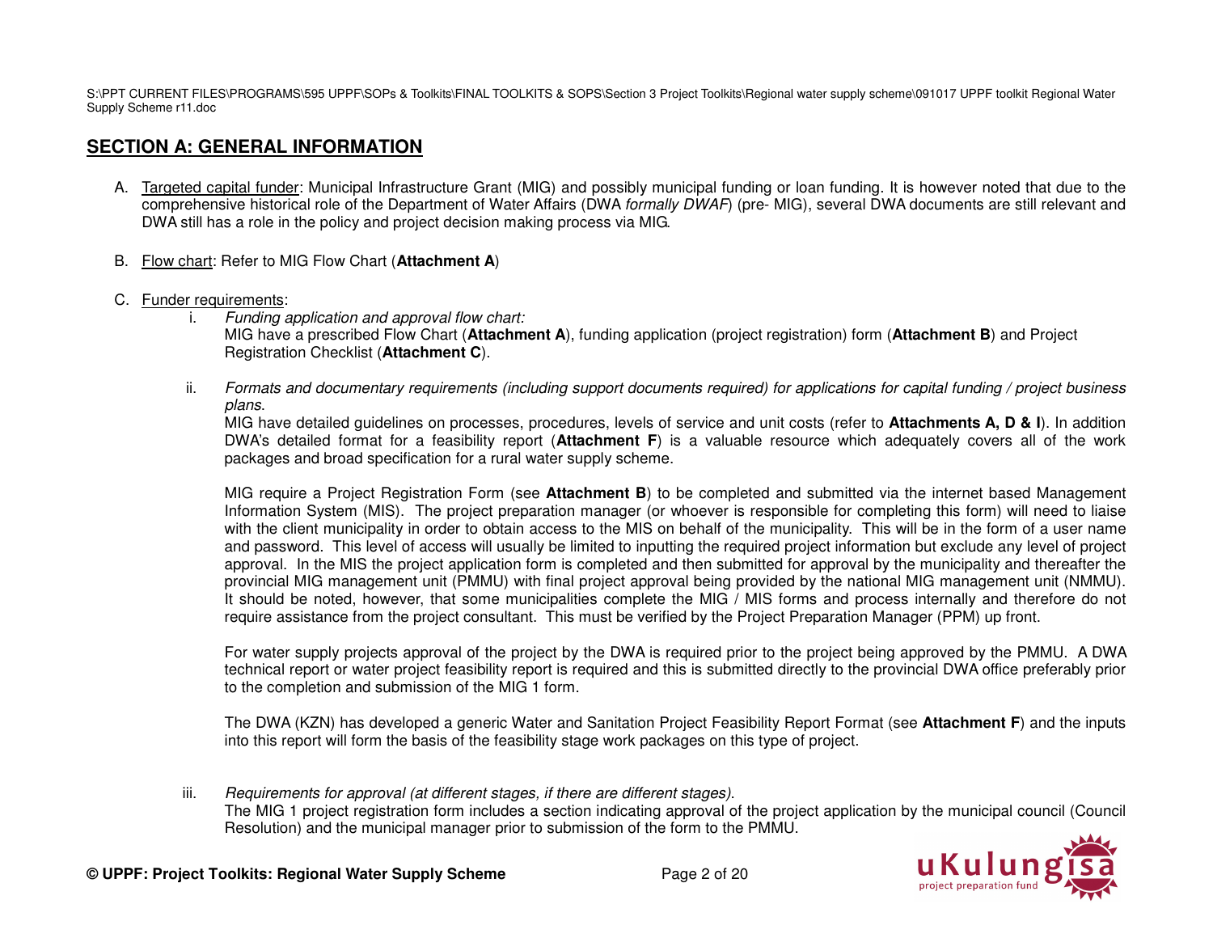## SECTION A: GENERAL INFORMATION

A. Targeted capital funder: Municipal Infrastructure Grant (MIG) and possibly municipal funding or loan funding. It is however noted that due to the comprehensive historical role of the Department of Water Affairs (DWA *formally DWAF*) (pre- MIG), several DWA documents are still relevant and DWA still has a role in the policy and project decision making process via MIG.

B. Flow chart: Refer to MIG Flow Chart (**Attachment A**)

C. Funder requirements:

   i. *Funding application and approval flow chart:*
   MIG have a prescribed Flow Chart (**Attachment A**), funding application (project registration) form (**Attachment B**) and Project Registration Checklist (**Attachment C**).

   ii. *Formats and documentary requirements (including support documents required) for applications for capital funding / project business plans.*
   MIG have detailed guidelines on processes, procedures, levels of service and unit costs (refer to **Attachments A, D & I**). In addition DWA's detailed format for a feasibility report (**Attachment F**) is a valuable resource which adequately covers all of the work packages and broad specification for a rural water supply scheme.

   MIG require a Project Registration Form (see **Attachment B**) to be completed and submitted via the internet based Management Information System (MIS). The project preparation manager (or whoever is responsible for completing this form) will need to liaise with the client municipality in order to obtain access to the MIS on behalf of the municipality. This will be in the form of a user name and password. This level of access will usually be limited to inputting the required project information but exclude any level of project approval. In the MIS the project application form is completed and then submitted for approval by the municipality and thereafter the provincial MIG management unit (PMMU) with final project approval being provided by the national MIG management unit (NMMU). It should be noted, however, that some municipalities complete the MIG / MIS forms and process internally and therefore do not require assistance from the project consultant. This must be verified by the Project Preparation Manager (PPM) up front.

   For water supply projects approval of the project by the DWA is required prior to the project being approved by the PMMU. A DWA technical report or water project feasibility report is required and this is submitted directly to the provincial DWA office preferably prior to the completion and submission of the MIG 1 form.

   The DWA (KZN) has developed a generic Water and Sanitation Project Feasibility Report Format (see **Attachment F**) and the inputs into this report will form the basis of the feasibility stage work packages on this type of project.

   iii. *Requirements for approval (at different stages, if there are different stages).*
   The MIG 1 project registration form includes a section indicating approval of the project application by the municipal council (Council Resolution) and the municipal manager prior to submission of the form to the PMMU.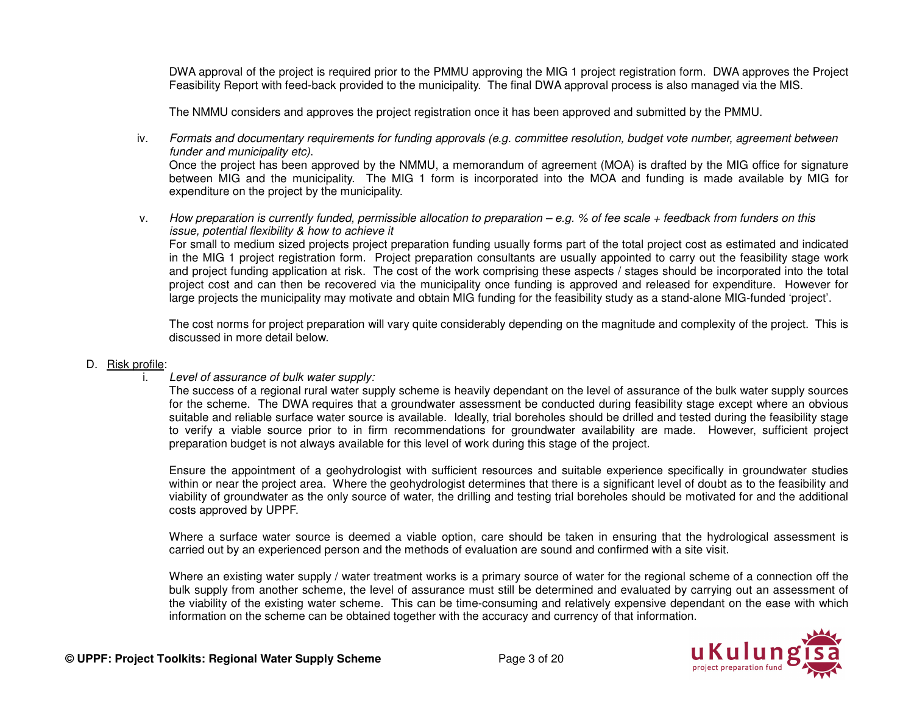DWA approval of the project is required prior to the PMMU approving the MIG 1 project registration form. DWA approves the Project Feasibility Report with feed-back provided to the municipality. The final DWA approval process is also managed via the MIS.

The NMMU considers and approves the project registration once it has been approved and submitted by the PMMU.

iv. *Formats and documentary requirements for funding approvals (e.g. committee resolution, budget vote number, agreement between funder and municipality etc).*
Once the project has been approved by the NMMU, a memorandum of agreement (MOA) is drafted by the MIG office for signature between MIG and the municipality. The MIG 1 form is incorporated into the MOA and funding is made available by MIG for expenditure on the project by the municipality.

v. *How preparation is currently funded, permissible allocation to preparation – e.g. % of fee scale + feedback from funders on this issue, potential flexibility & how to achieve it*
For small to medium sized projects project preparation funding usually forms part of the total project cost as estimated and indicated in the MIG 1 project registration form. Project preparation consultants are usually appointed to carry out the feasibility stage work and project funding application at risk. The cost of the work comprising these aspects / stages should be incorporated into the total project cost and can then be recovered via the municipality once funding is approved and released for expenditure. However for large projects the municipality may motivate and obtain MIG funding for the feasibility study as a stand-alone MIG-funded 'project'.

The cost norms for project preparation will vary quite considerably depending on the magnitude and complexity of the project. This is discussed in more detail below.

D. Risk profile:

i. *Level of assurance of bulk water supply:*
The success of a regional rural water supply scheme is heavily dependant on the level of assurance of the bulk water supply sources for the scheme. The DWA requires that a groundwater assessment be conducted during feasibility stage except where an obvious suitable and reliable surface water source is available. Ideally, trial boreholes should be drilled and tested during the feasibility stage to verify a viable source prior to in firm recommendations for groundwater availability are made. However, sufficient project preparation budget is not always available for this level of work during this stage of the project.

Ensure the appointment of a geohydrologist with sufficient resources and suitable experience specifically in groundwater studies within or near the project area. Where the geohydrologist determines that there is a significant level of doubt as to the feasibility and viability of groundwater as the only source of water, the drilling and testing trial boreholes should be motivated for and the additional costs approved by UPPF.

Where a surface water source is deemed a viable option, care should be taken in ensuring that the hydrological assessment is carried out by an experienced person and the methods of evaluation are sound and confirmed with a site visit.

Where an existing water supply / water treatment works is a primary source of water for the regional scheme of a connection off the bulk supply from another scheme, the level of assurance must still be determined and evaluated by carrying out an assessment of the viability of the existing water scheme. This can be time-consuming and relatively expensive dependant on the ease with which information on the scheme can be obtained together with the accuracy and currency of that information.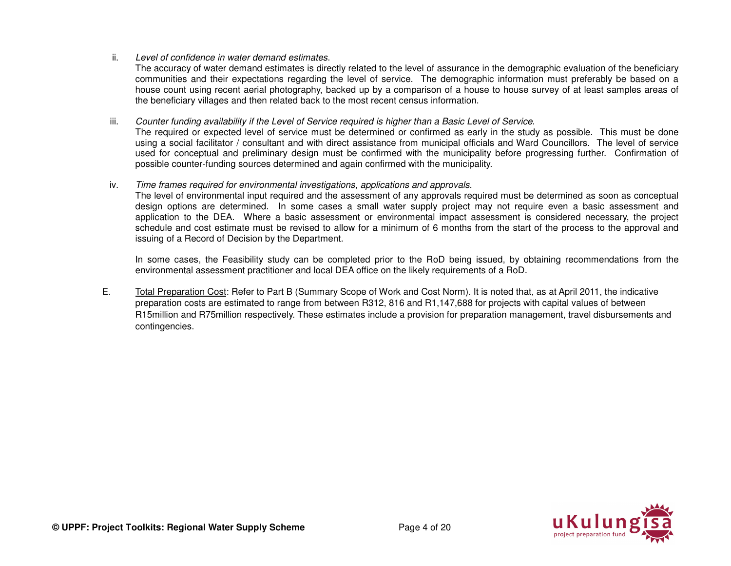ii. *Level of confidence in water demand estimates.*

The accuracy of water demand estimates is directly related to the level of assurance in the demographic evaluation of the beneficiary communities and their expectations regarding the level of service. The demographic information must preferably be based on a house count using recent aerial photography, backed up by a comparison of a house to house survey of at least samples areas of the beneficiary villages and then related back to the most recent census information.

iii. *Counter funding availability if the Level of Service required is higher than a Basic Level of Service.*

The required or expected level of service must be determined or confirmed as early in the study as possible. This must be done using a social facilitator / consultant and with direct assistance from municipal officials and Ward Councillors. The level of service used for conceptual and preliminary design must be confirmed with the municipality before progressing further. Confirmation of possible counter-funding sources determined and again confirmed with the municipality.

iv. *Time frames required for environmental investigations, applications and approvals.*

The level of environmental input required and the assessment of any approvals required must be determined as soon as conceptual design options are determined. In some cases a small water supply project may not require even a basic assessment and application to the DEA. Where a basic assessment or environmental impact assessment is considered necessary, the project schedule and cost estimate must be revised to allow for a minimum of 6 months from the start of the process to the approval and issuing of a Record of Decision by the Department.

In some cases, the Feasibility study can be completed prior to the RoD being issued, by obtaining recommendations from the environmental assessment practitioner and local DEA office on the likely requirements of a RoD.

E. <u>Total Preparation Cost</u>: Refer to Part B (Summary Scope of Work and Cost Norm). It is noted that, as at April 2011, the indicative preparation costs are estimated to range from between R312, 816 and R1,147,688 for projects with capital values of between R15million and R75million respectively. These estimates include a provision for preparation management, travel disbursements and contingencies.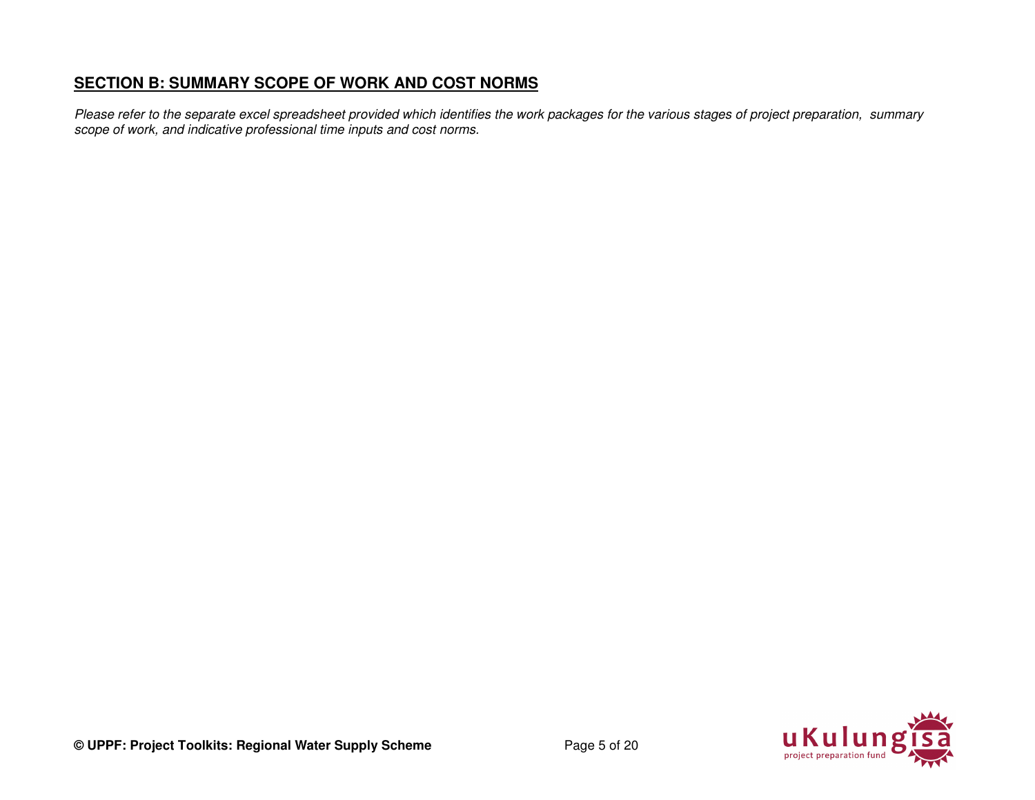## SECTION B: SUMMARY SCOPE OF WORK AND COST NORMS

*Please refer to the separate excel spreadsheet provided which identifies the work packages for the various stages of project preparation, summary scope of work, and indicative professional time inputs and cost norms.*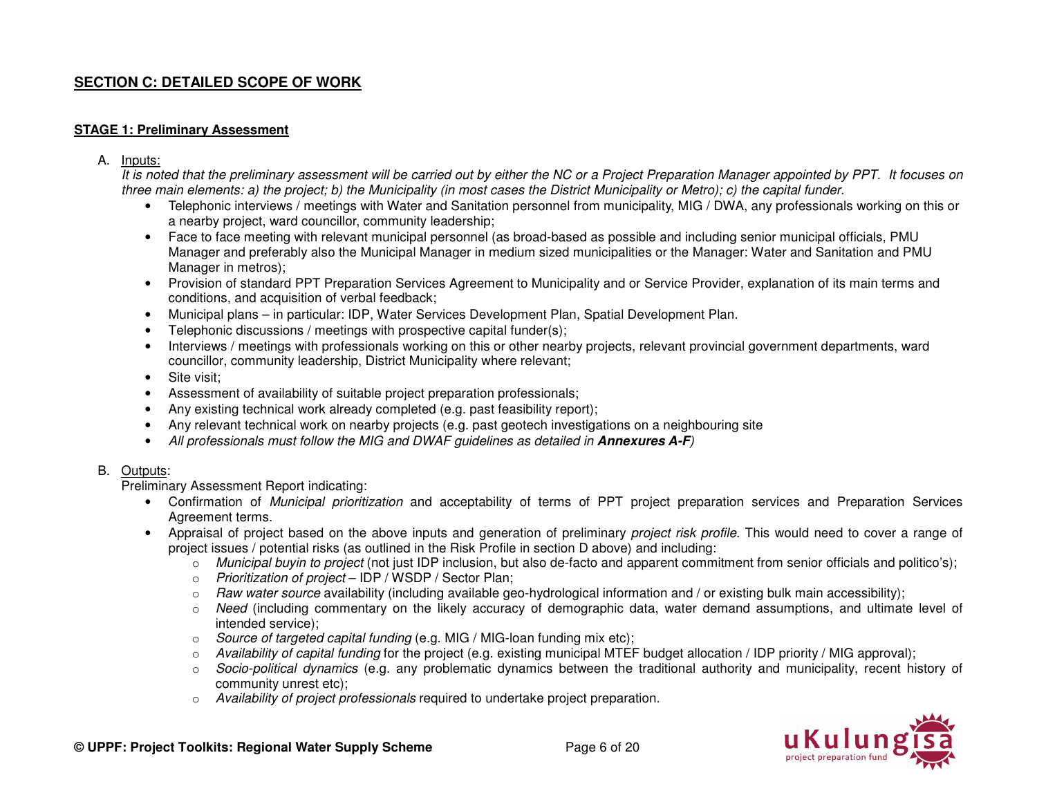## SECTION C: DETAILED SCOPE OF WORK

### STAGE 1: Preliminary Assessment

A. Inputs:

*It is noted that the preliminary assessment will be carried out by either the NC or a Project Preparation Manager appointed by PPT. It focuses on three main elements: a) the project; b) the Municipality (in most cases the District Municipality or Metro); c) the capital funder.*

- Telephonic interviews / meetings with Water and Sanitation personnel from municipality, MIG / DWA, any professionals working on this or a nearby project, ward councillor, community leadership;
- Face to face meeting with relevant municipal personnel (as broad-based as possible and including senior municipal officials, PMU Manager and preferably also the Municipal Manager in medium sized municipalities or the Manager: Water and Sanitation and PMU Manager in metros);
- Provision of standard PPT Preparation Services Agreement to Municipality and or Service Provider, explanation of its main terms and conditions, and acquisition of verbal feedback;
- Municipal plans – in particular: IDP, Water Services Development Plan, Spatial Development Plan.
- Telephonic discussions / meetings with prospective capital funder(s);
- Interviews / meetings with professionals working on this or other nearby projects, relevant provincial government departments, ward councillor, community leadership, District Municipality where relevant;
- Site visit;
- Assessment of availability of suitable project preparation professionals;
- Any existing technical work already completed (e.g. past feasibility report);
- Any relevant technical work on nearby projects (e.g. past geotech investigations on a neighbouring site
- *All professionals must follow the MIG and DWAF guidelines as detailed in **Annexures A-F**)*

B. Outputs:

Preliminary Assessment Report indicating:

- Confirmation of *Municipal prioritization* and acceptability of terms of PPT project preparation services and Preparation Services Agreement terms.
- Appraisal of project based on the above inputs and generation of preliminary *project risk profile*. This would need to cover a range of project issues / potential risks (as outlined in the Risk Profile in section D above) and including:
  - *Municipal buyin to project* (not just IDP inclusion, but also de-facto and apparent commitment from senior officials and politico's);
  - *Prioritization of project* – IDP / WSDP / Sector Plan;
  - *Raw water source* availability (including available geo-hydrological information and / or existing bulk main accessibility);
  - *Need* (including commentary on the likely accuracy of demographic data, water demand assumptions, and ultimate level of intended service);
  - *Source of targeted capital funding* (e.g. MIG / MIG-loan funding mix etc);
  - *Availability of capital funding* for the project (e.g. existing municipal MTEF budget allocation / IDP priority / MIG approval);
  - *Socio-political dynamics* (e.g. any problematic dynamics between the traditional authority and municipality, recent history of community unrest etc);
  - *Availability of project professionals* required to undertake project preparation.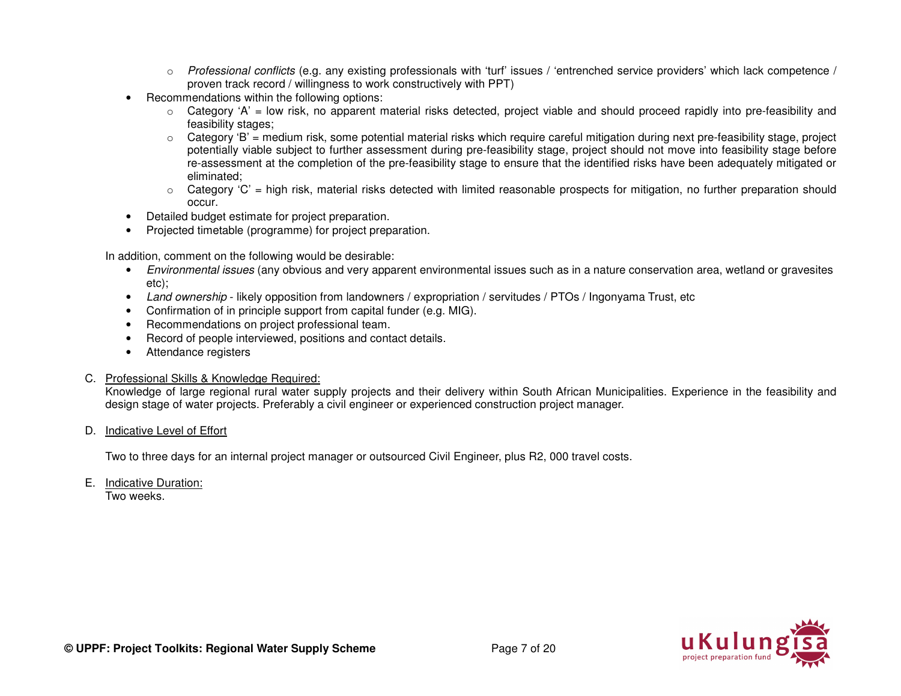- *Professional conflicts* (e.g. any existing professionals with 'turf' issues / 'entrenched service providers' which lack competence / proven track record / willingness to work constructively with PPT)
- Recommendations within the following options:
  - Category 'A' = low risk, no apparent material risks detected, project viable and should proceed rapidly into pre-feasibility and feasibility stages;
  - Category 'B' = medium risk, some potential material risks which require careful mitigation during next pre-feasibility stage, project potentially viable subject to further assessment during pre-feasibility stage, project should not move into feasibility stage before re-assessment at the completion of the pre-feasibility stage to ensure that the identified risks have been adequately mitigated or eliminated;
  - Category 'C' = high risk, material risks detected with limited reasonable prospects for mitigation, no further preparation should occur.
- Detailed budget estimate for project preparation.
- Projected timetable (programme) for project preparation.

In addition, comment on the following would be desirable:

- *Environmental issues* (any obvious and very apparent environmental issues such as in a nature conservation area, wetland or gravesites etc);
- *Land ownership* - likely opposition from landowners / expropriation / servitudes / PTOs / Ingonyama Trust, etc
- Confirmation of in principle support from capital funder (e.g. MIG).
- Recommendations on project professional team.
- Record of people interviewed, positions and contact details.
- Attendance registers

C. <u>Professional Skills & Knowledge Required:</u>
Knowledge of large regional rural water supply projects and their delivery within South African Municipalities. Experience in the feasibility and design stage of water projects. Preferably a civil engineer or experienced construction project manager.

D. <u>Indicative Level of Effort</u>

Two to three days for an internal project manager or outsourced Civil Engineer, plus R2, 000 travel costs.

E. <u>Indicative Duration:</u>
Two weeks.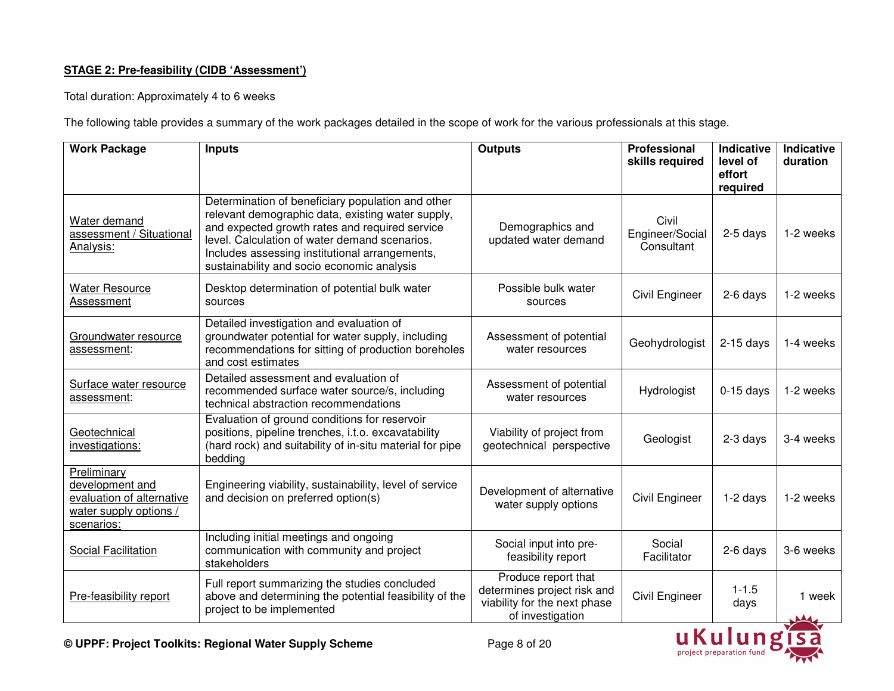**STAGE 2: Pre-feasibility (CIDB 'Assessment')**

Total duration: Approximately 4 to 6 weeks

The following table provides a summary of the work packages detailed in the scope of work for the various professionals at this stage.

| Work Package | Inputs | Outputs | Professional skills required | Indicative level of effort required | Indicative duration |
|---|---|---|---|---|---|
| Water demand assessment / Situational Analysis: | Determination of beneficiary population and other relevant demographic data, existing water supply, and expected growth rates and required service level. Calculation of water demand scenarios. Includes assessing institutional arrangements, sustainability and socio economic analysis | Demographics and updated water demand | Civil Engineer/Social Consultant | 2-5 days | 1-2 weeks |
| Water Resource Assessment | Desktop determination of potential bulk water sources | Possible bulk water sources | Civil Engineer | 2-6 days | 1-2 weeks |
| Groundwater resource assessment: | Detailed investigation and evaluation of groundwater potential for water supply, including recommendations for sitting of production boreholes and cost estimates | Assessment of potential water resources | Geohydrologist | 2-15 days | 1-4 weeks |
| Surface water resource assessment: | Detailed assessment and evaluation of recommended surface water source/s, including technical abstraction recommendations | Assessment of potential water resources | Hydrologist | 0-15 days | 1-2 weeks |
| Geotechnical investigations: | Evaluation of ground conditions for reservoir positions, pipeline trenches, i.t.o. excavatability (hard rock) and suitability of in-situ material for pipe bedding | Viability of project from geotechnical perspective | Geologist | 2-3 days | 3-4 weeks |
| Preliminary development and evaluation of alternative water supply options / scenarios: | Engineering viability, sustainability, level of service and decision on preferred option(s) | Development of alternative water supply options | Civil Engineer | 1-2 days | 1-2 weeks |
| Social Facilitation | Including initial meetings and ongoing communication with community and project stakeholders | Social input into pre-feasibility report | Social Facilitator | 2-6 days | 3-6 weeks |
| Pre-feasibility report | Full report summarizing the studies concluded above and determining the potential feasibility of the project to be implemented | Produce report that determines project risk and viability for the next phase of investigation | Civil Engineer | 1-1.5 days | 1 week |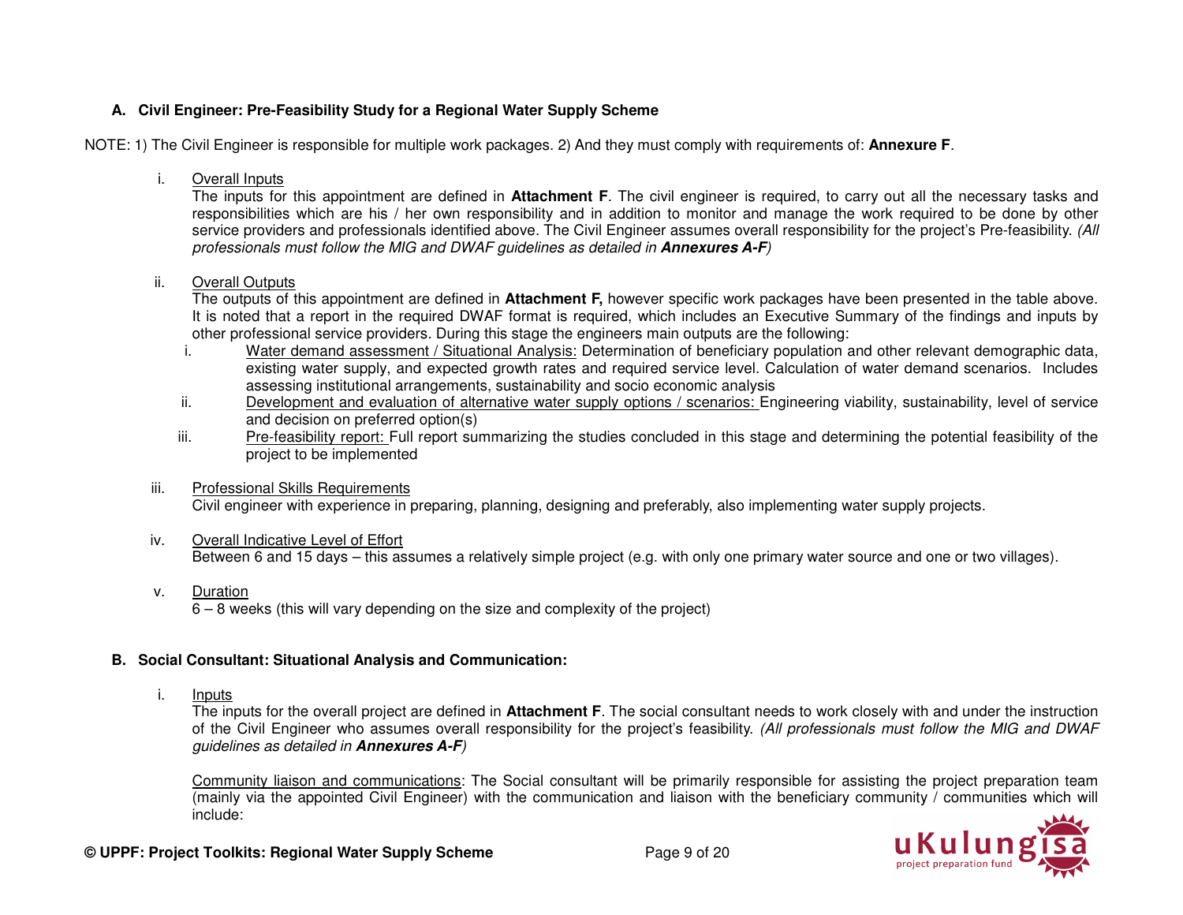### A. Civil Engineer: Pre-Feasibility Study for a Regional Water Supply Scheme

NOTE: 1) The Civil Engineer is responsible for multiple work packages. 2) And they must comply with requirements of: **Annexure F**.

i. Overall Inputs

The inputs for this appointment are defined in **Attachment F**. The civil engineer is required, to carry out all the necessary tasks and responsibilities which are his / her own responsibility and in addition to monitor and manage the work required to be done by other service providers and professionals identified above. The Civil Engineer assumes overall responsibility for the project's Pre-feasibility. *(All professionals must follow the MIG and DWAF guidelines as detailed in **Annexures A-F**)*

ii. Overall Outputs

The outputs of this appointment are defined in **Attachment F,** however specific work packages have been presented in the table above. It is noted that a report in the required DWAF format is required, which includes an Executive Summary of the findings and inputs by other professional service providers. During this stage the engineers main outputs are the following:

   i. Water demand assessment / Situational Analysis: Determination of beneficiary population and other relevant demographic data, existing water supply, and expected growth rates and required service level. Calculation of water demand scenarios. Includes assessing institutional arrangements, sustainability and socio economic analysis
   ii. Development and evaluation of alternative water supply options / scenarios: Engineering viability, sustainability, level of service and decision on preferred option(s)
   iii. Pre-feasibility report: Full report summarizing the studies concluded in this stage and determining the potential feasibility of the project to be implemented

iii. Professional Skills Requirements

Civil engineer with experience in preparing, planning, designing and preferably, also implementing water supply projects.

iv. Overall Indicative Level of Effort

Between 6 and 15 days – this assumes a relatively simple project (e.g. with only one primary water source and one or two villages).

v. Duration

6 – 8 weeks (this will vary depending on the size and complexity of the project)

### B. Social Consultant: Situational Analysis and Communication:

i. Inputs

The inputs for the overall project are defined in **Attachment F**. The social consultant needs to work closely with and under the instruction of the Civil Engineer who assumes overall responsibility for the project's feasibility. *(All professionals must follow the MIG and DWAF guidelines as detailed in **Annexures A-F**)*

Community liaison and communications: The Social consultant will be primarily responsible for assisting the project preparation team (mainly via the appointed Civil Engineer) with the communication and liaison with the beneficiary community / communities which will include: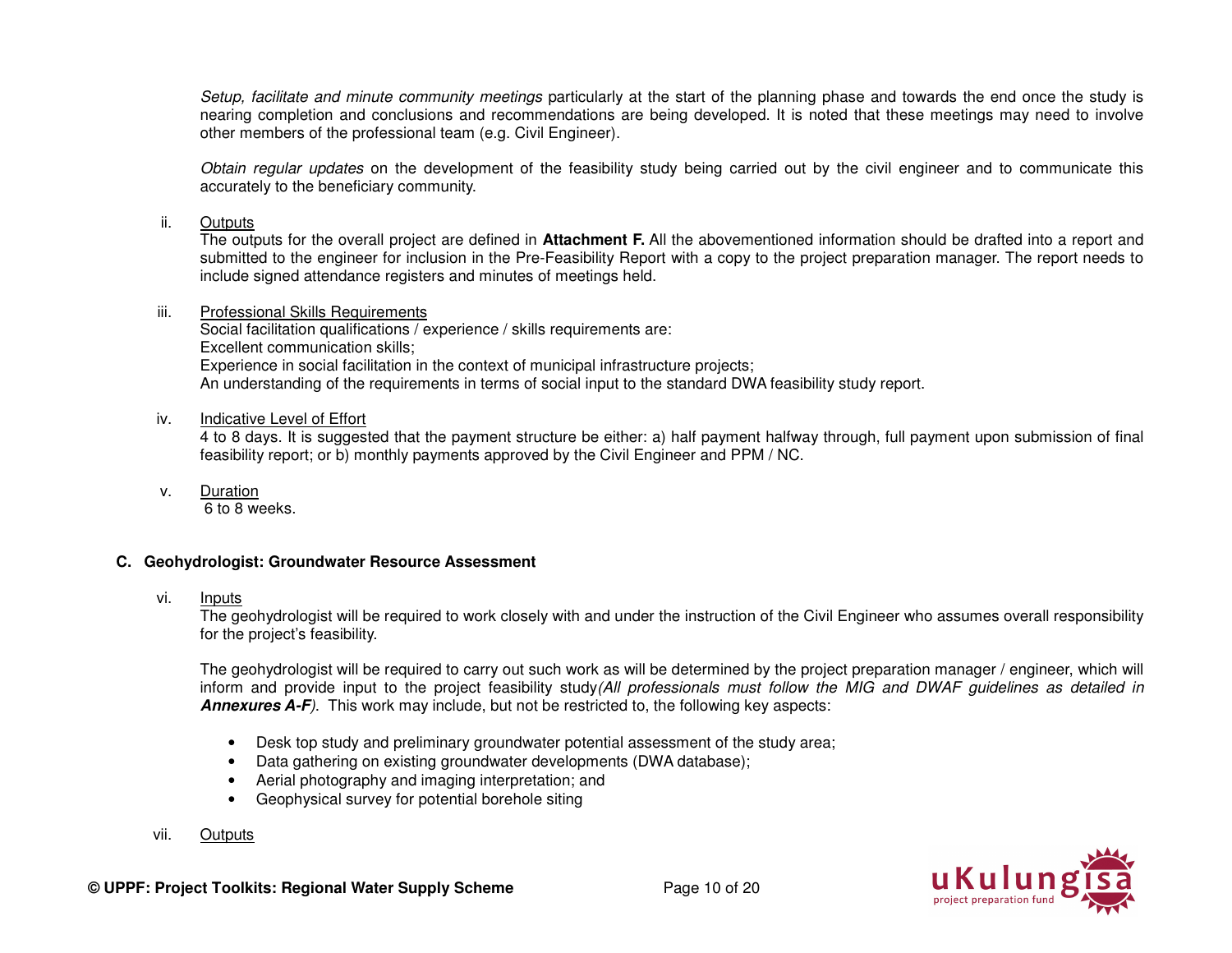*Setup, facilitate and minute community meetings* particularly at the start of the planning phase and towards the end once the study is nearing completion and conclusions and recommendations are being developed. It is noted that these meetings may need to involve other members of the professional team (e.g. Civil Engineer).

*Obtain regular updates* on the development of the feasibility study being carried out by the civil engineer and to communicate this accurately to the beneficiary community.

ii. <u>Outputs</u>

The outputs for the overall project are defined in **Attachment F.** All the abovementioned information should be drafted into a report and submitted to the engineer for inclusion in the Pre-Feasibility Report with a copy to the project preparation manager. The report needs to include signed attendance registers and minutes of meetings held.

iii. <u>Professional Skills Requirements</u>

Social facilitation qualifications / experience / skills requirements are:
Excellent communication skills;
Experience in social facilitation in the context of municipal infrastructure projects;
An understanding of the requirements in terms of social input to the standard DWA feasibility study report.

iv. <u>Indicative Level of Effort</u>

4 to 8 days. It is suggested that the payment structure be either: a) half payment halfway through, full payment upon submission of final feasibility report; or b) monthly payments approved by the Civil Engineer and PPM / NC.

v. <u>Duration</u>

6 to 8 weeks.

### C. Geohydrologist: Groundwater Resource Assessment

vi. <u>Inputs</u>

The geohydrologist will be required to work closely with and under the instruction of the Civil Engineer who assumes overall responsibility for the project's feasibility.

The geohydrologist will be required to carry out such work as will be determined by the project preparation manager / engineer, which will inform and provide input to the project feasibility study*(All professionals must follow the MIG and DWAF guidelines as detailed in **Annexures A-F**)*. This work may include, but not be restricted to, the following key aspects:

- Desk top study and preliminary groundwater potential assessment of the study area;
- Data gathering on existing groundwater developments (DWA database);
- Aerial photography and imaging interpretation; and
- Geophysical survey for potential borehole siting

vii. <u>Outputs</u>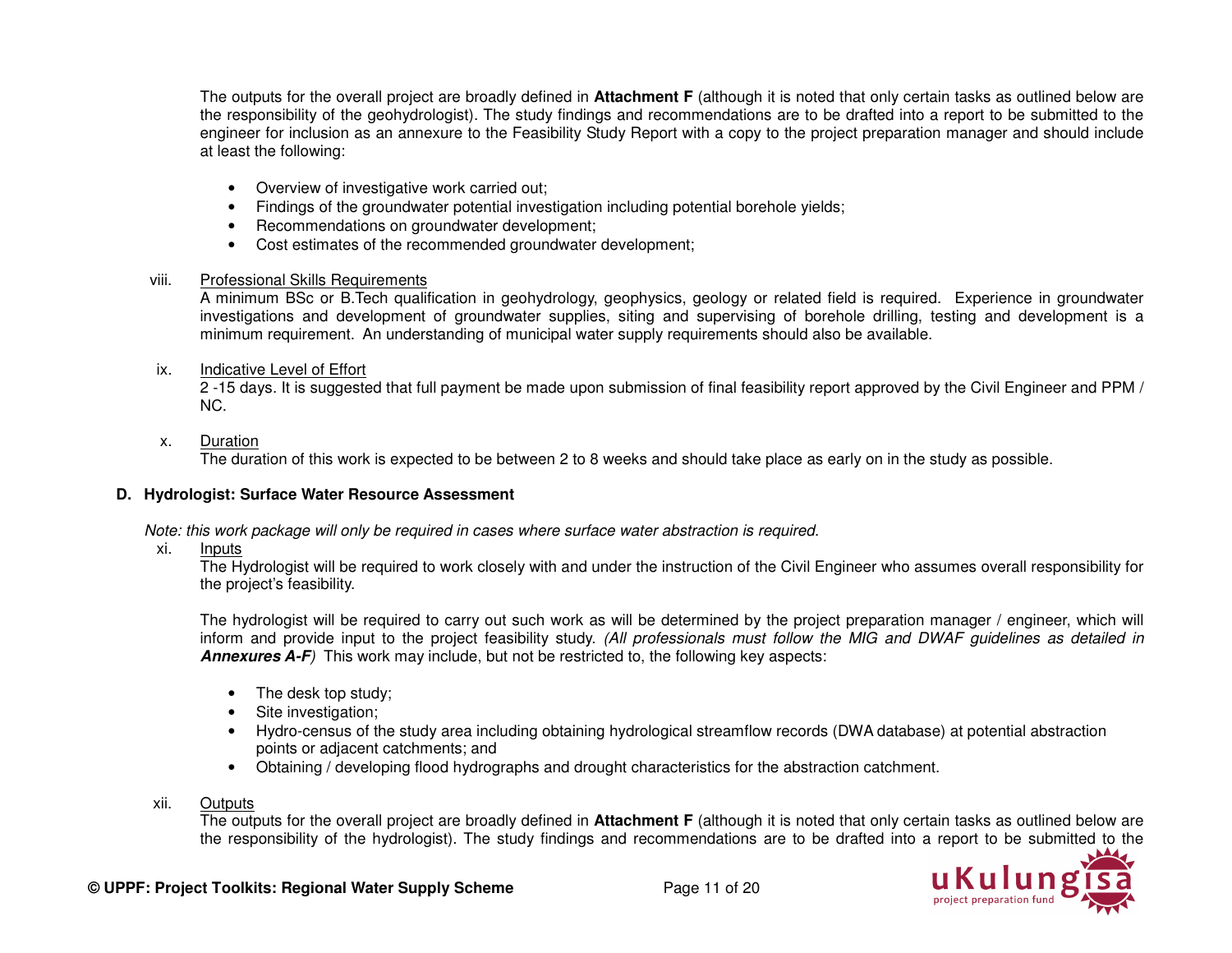The outputs for the overall project are broadly defined in **Attachment F** (although it is noted that only certain tasks as outlined below are the responsibility of the geohydrologist). The study findings and recommendations are to be drafted into a report to be submitted to the engineer for inclusion as an annexure to the Feasibility Study Report with a copy to the project preparation manager and should include at least the following:

- Overview of investigative work carried out;
- Findings of the groundwater potential investigation including potential borehole yields;
- Recommendations on groundwater development;
- Cost estimates of the recommended groundwater development;

viii. Professional Skills Requirements

A minimum BSc or B.Tech qualification in geohydrology, geophysics, geology or related field is required. Experience in groundwater investigations and development of groundwater supplies, siting and supervising of borehole drilling, testing and development is a minimum requirement. An understanding of municipal water supply requirements should also be available.

ix. Indicative Level of Effort

2 -15 days. It is suggested that full payment be made upon submission of final feasibility report approved by the Civil Engineer and PPM / NC.

x. Duration

The duration of this work is expected to be between 2 to 8 weeks and should take place as early on in the study as possible.

### D. Hydrologist: Surface Water Resource Assessment

*Note: this work package will only be required in cases where surface water abstraction is required.*

xi. Inputs

The Hydrologist will be required to work closely with and under the instruction of the Civil Engineer who assumes overall responsibility for the project's feasibility.

The hydrologist will be required to carry out such work as will be determined by the project preparation manager / engineer, which will inform and provide input to the project feasibility study. *(All professionals must follow the MIG and DWAF guidelines as detailed in* ***Annexures A-F****)* This work may include, but not be restricted to, the following key aspects:

- The desk top study;
- Site investigation;
- Hydro-census of the study area including obtaining hydrological streamflow records (DWA database) at potential abstraction points or adjacent catchments; and
- Obtaining / developing flood hydrographs and drought characteristics for the abstraction catchment.

xii. Outputs

The outputs for the overall project are broadly defined in **Attachment F** (although it is noted that only certain tasks as outlined below are the responsibility of the hydrologist). The study findings and recommendations are to be drafted into a report to be submitted to the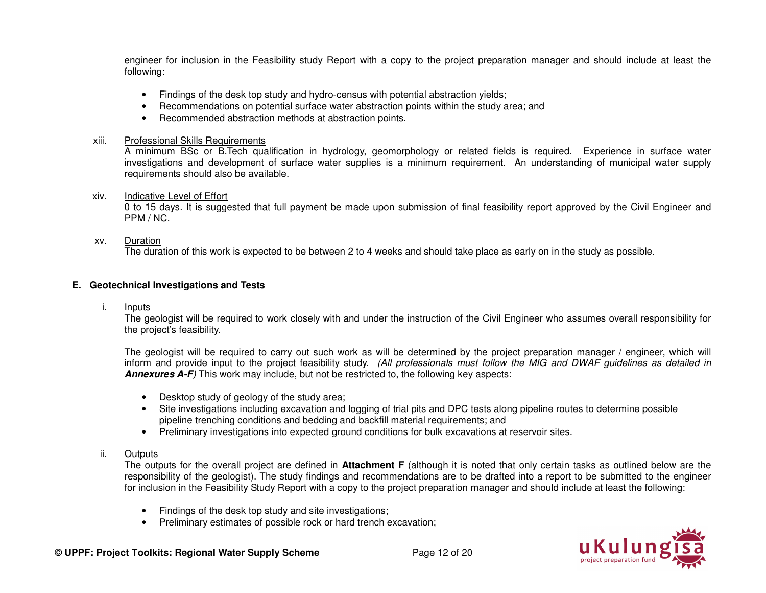engineer for inclusion in the Feasibility study Report with a copy to the project preparation manager and should include at least the following:

- Findings of the desk top study and hydro-census with potential abstraction yields;
- Recommendations on potential surface water abstraction points within the study area; and
- Recommended abstraction methods at abstraction points.

xiii. Professional Skills Requirements

A minimum BSc or B.Tech qualification in hydrology, geomorphology or related fields is required. Experience in surface water investigations and development of surface water supplies is a minimum requirement. An understanding of municipal water supply requirements should also be available.

xiv. Indicative Level of Effort

0 to 15 days. It is suggested that full payment be made upon submission of final feasibility report approved by the Civil Engineer and PPM / NC.

xv. Duration

The duration of this work is expected to be between 2 to 4 weeks and should take place as early on in the study as possible.

### E. Geotechnical Investigations and Tests

i. Inputs

The geologist will be required to work closely with and under the instruction of the Civil Engineer who assumes overall responsibility for the project's feasibility.

The geologist will be required to carry out such work as will be determined by the project preparation manager / engineer, which will inform and provide input to the project feasibility study. *(All professionals must follow the MIG and DWAF guidelines as detailed in* ***Annexures A-F****)* This work may include, but not be restricted to, the following key aspects:

- Desktop study of geology of the study area;
- Site investigations including excavation and logging of trial pits and DPC tests along pipeline routes to determine possible pipeline trenching conditions and bedding and backfill material requirements; and
- Preliminary investigations into expected ground conditions for bulk excavations at reservoir sites.

ii. Outputs

The outputs for the overall project are defined in **Attachment F** (although it is noted that only certain tasks as outlined below are the responsibility of the geologist). The study findings and recommendations are to be drafted into a report to be submitted to the engineer for inclusion in the Feasibility Study Report with a copy to the project preparation manager and should include at least the following:

- Findings of the desk top study and site investigations;
- Preliminary estimates of possible rock or hard trench excavation;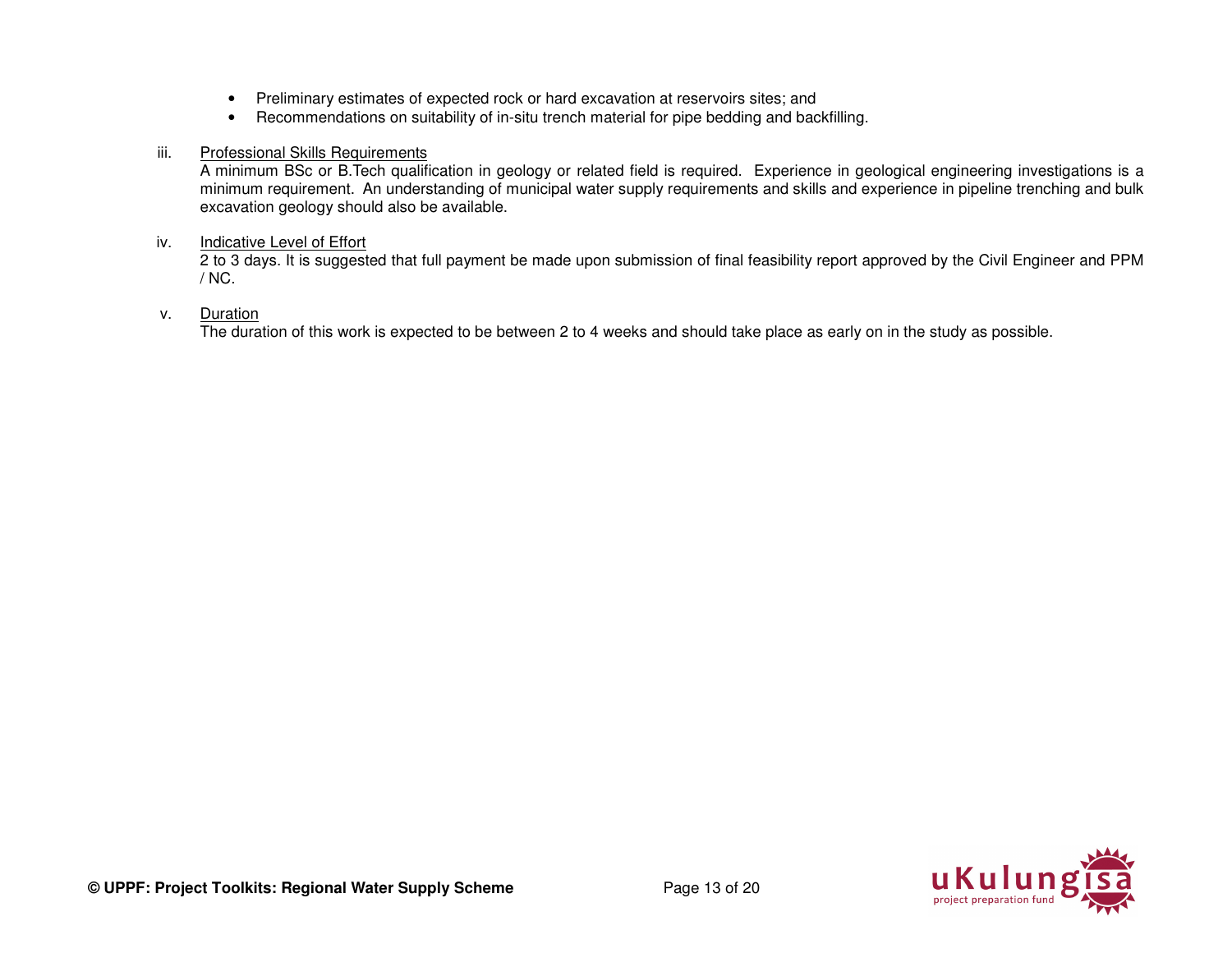- Preliminary estimates of expected rock or hard excavation at reservoirs sites; and
- Recommendations on suitability of in-situ trench material for pipe bedding and backfilling.

iii. Professional Skills Requirements

A minimum BSc or B.Tech qualification in geology or related field is required. Experience in geological engineering investigations is a minimum requirement. An understanding of municipal water supply requirements and skills and experience in pipeline trenching and bulk excavation geology should also be available.

iv. Indicative Level of Effort

2 to 3 days. It is suggested that full payment be made upon submission of final feasibility report approved by the Civil Engineer and PPM / NC.

v. Duration

The duration of this work is expected to be between 2 to 4 weeks and should take place as early on in the study as possible.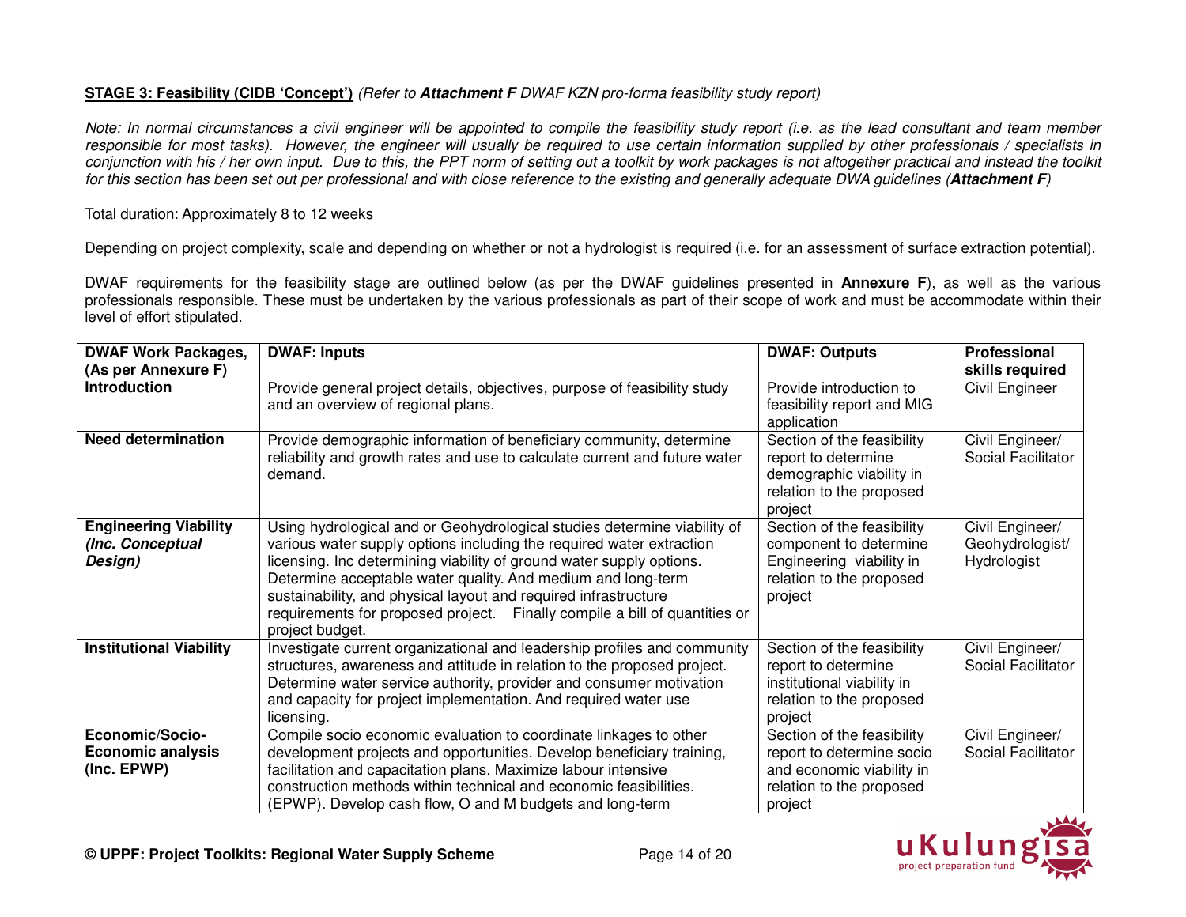**STAGE 3: Feasibility (CIDB 'Concept')** *(Refer to **Attachment F** DWAF KZN pro-forma feasibility study report)*

*Note: In normal circumstances a civil engineer will be appointed to compile the feasibility study report (i.e. as the lead consultant and team member responsible for most tasks). However, the engineer will usually be required to use certain information supplied by other professionals / specialists in conjunction with his / her own input. Due to this, the PPT norm of setting out a toolkit by work packages is not altogether practical and instead the toolkit for this section has been set out per professional and with close reference to the existing and generally adequate DWA guidelines (**Attachment F**)*

Total duration: Approximately 8 to 12 weeks

Depending on project complexity, scale and depending on whether or not a hydrologist is required (i.e. for an assessment of surface extraction potential).

DWAF requirements for the feasibility stage are outlined below (as per the DWAF guidelines presented in **Annexure F**), as well as the various professionals responsible. These must be undertaken by the various professionals as part of their scope of work and must be accommodate within their level of effort stipulated.

| DWAF Work Packages, (As per Annexure F) | DWAF: Inputs | DWAF: Outputs | Professional skills required |
|---|---|---|---|
| **Introduction** | Provide general project details, objectives, purpose of feasibility study and an overview of regional plans. | Provide introduction to feasibility report and MIG application | Civil Engineer |
| **Need determination** | Provide demographic information of beneficiary community, determine reliability and growth rates and use to calculate current and future water demand. | Section of the feasibility report to determine demographic viability in relation to the proposed project | Civil Engineer/ Social Facilitator |
| **Engineering Viability *(Inc. Conceptual Design)*** | Using hydrological and or Geohydrological studies determine viability of various water supply options including the required water extraction licensing. Inc determining viability of ground water supply options. Determine acceptable water quality. And medium and long-term sustainability, and physical layout and required infrastructure requirements for proposed project. Finally compile a bill of quantities or project budget. | Section of the feasibility component to determine Engineering viability in relation to the proposed project | Civil Engineer/ Geohydrologist/ Hydrologist |
| **Institutional Viability** | Investigate current organizational and leadership profiles and community structures, awareness and attitude in relation to the proposed project. Determine water service authority, provider and consumer motivation and capacity for project implementation. And required water use licensing. | Section of the feasibility report to determine institutional viability in relation to the proposed project | Civil Engineer/ Social Facilitator |
| **Economic/Socio-Economic analysis (Inc. EPWP)** | Compile socio economic evaluation to coordinate linkages to other development projects and opportunities. Develop beneficiary training, facilitation and capacitation plans. Maximize labour intensive construction methods within technical and economic feasibilities. (EPWP). Develop cash flow, O and M budgets and long-term | Section of the feasibility report to determine socio and economic viability in relation to the proposed project | Civil Engineer/ Social Facilitator |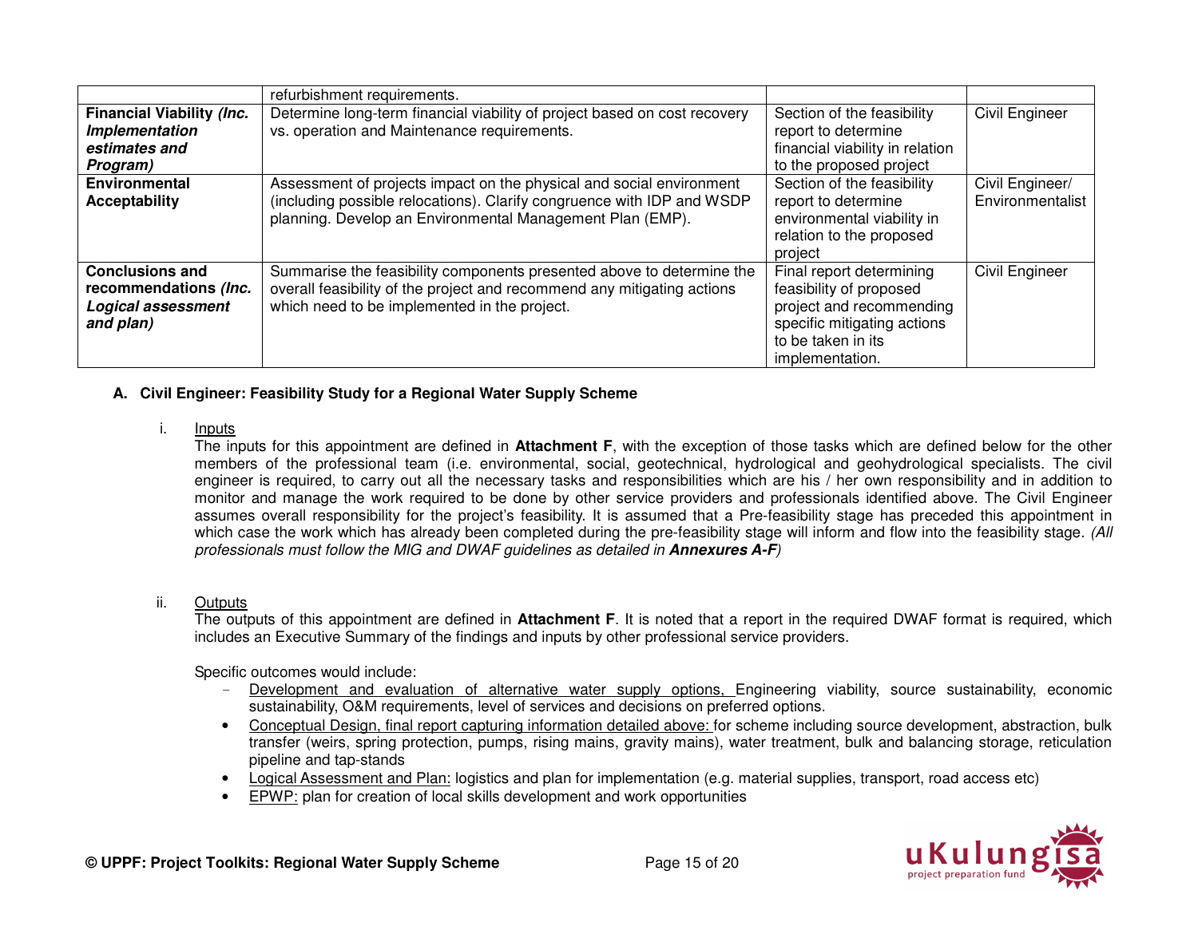| | refurbishment requirements. | | |
|---|---|---|---|
| **Financial Viability *(Inc. Implementation estimates and Program)*** | Determine long-term financial viability of project based on cost recovery vs. operation and Maintenance requirements. | Section of the feasibility report to determine financial viability in relation to the proposed project | Civil Engineer |
| **Environmental Acceptability** | Assessment of projects impact on the physical and social environment (including possible relocations). Clarify congruence with IDP and WSDP planning. Develop an Environmental Management Plan (EMP). | Section of the feasibility report to determine environmental viability in relation to the proposed project | Civil Engineer/ Environmentalist |
| **Conclusions and recommendations *(Inc. Logical assessment and plan)*** | Summarise the feasibility components presented above to determine the overall feasibility of the project and recommend any mitigating actions which need to be implemented in the project. | Final report determining feasibility of proposed project and recommending specific mitigating actions to be taken in its implementation. | Civil Engineer |

**A. Civil Engineer: Feasibility Study for a Regional Water Supply Scheme**

i. Inputs

The inputs for this appointment are defined in **Attachment F**, with the exception of those tasks which are defined below for the other members of the professional team (i.e. environmental, social, geotechnical, hydrological and geohydrological specialists. The civil engineer is required, to carry out all the necessary tasks and responsibilities which are his / her own responsibility and in addition to monitor and manage the work required to be done by other service providers and professionals identified above. The Civil Engineer assumes overall responsibility for the project's feasibility. It is assumed that a Pre-feasibility stage has preceded this appointment in which case the work which has already been completed during the pre-feasibility stage will inform and flow into the feasibility stage. *(All professionals must follow the MIG and DWAF guidelines as detailed in **Annexures A-F**)*

ii. Outputs

The outputs of this appointment are defined in **Attachment F**. It is noted that a report in the required DWAF format is required, which includes an Executive Summary of the findings and inputs by other professional service providers.

Specific outcomes would include:

- Development and evaluation of alternative water supply options, Engineering viability, source sustainability, economic sustainability, O&M requirements, level of services and decisions on preferred options.
- Conceptual Design, final report capturing information detailed above: for scheme including source development, abstraction, bulk transfer (weirs, spring protection, pumps, rising mains, gravity mains), water treatment, bulk and balancing storage, reticulation pipeline and tap-stands
- Logical Assessment and Plan: logistics and plan for implementation (e.g. material supplies, transport, road access etc)
- EPWP: plan for creation of local skills development and work opportunities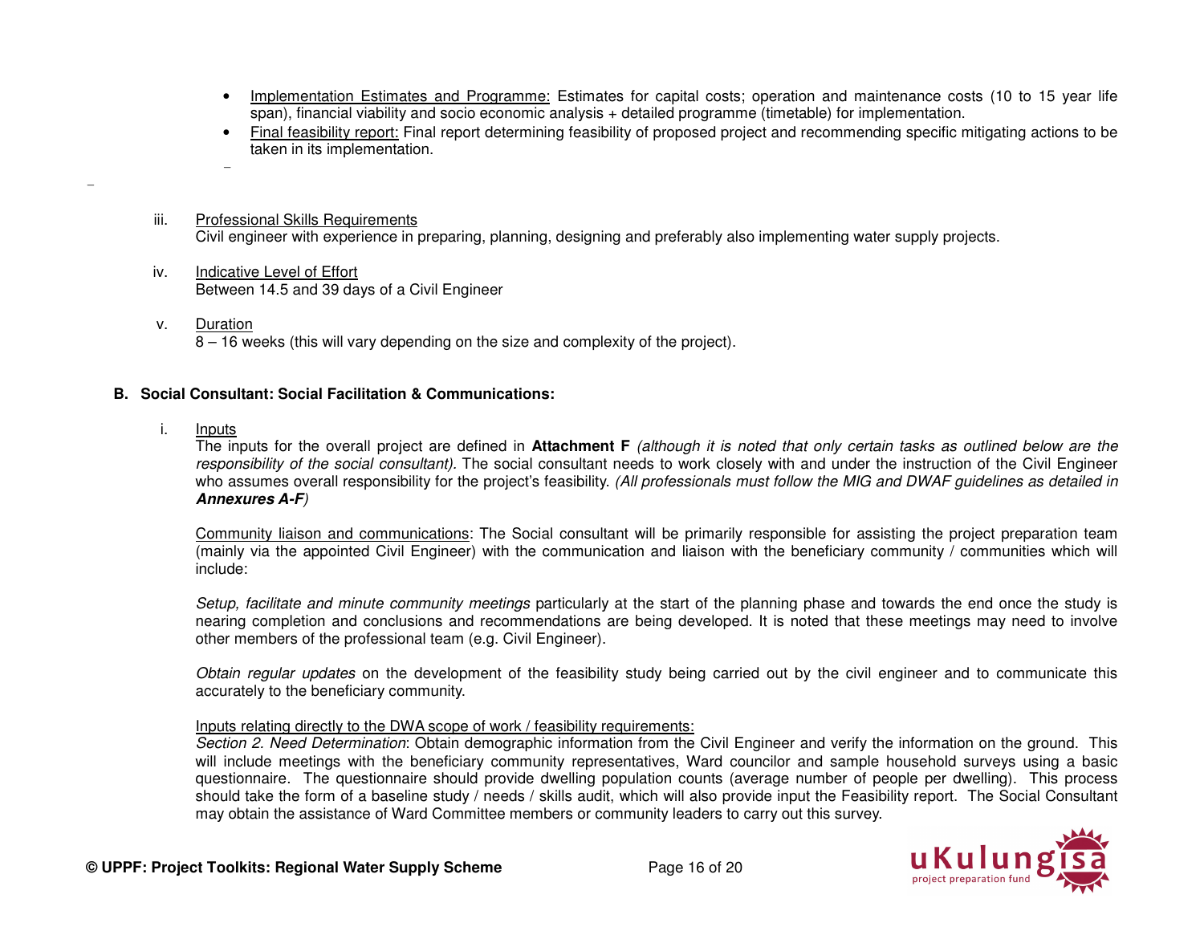- Implementation Estimates and Programme: Estimates for capital costs; operation and maintenance costs (10 to 15 year life span), financial viability and socio economic analysis + detailed programme (timetable) for implementation.
- Final feasibility report: Final report determining feasibility of proposed project and recommending specific mitigating actions to be taken in its implementation.

iii. Professional Skills Requirements

Civil engineer with experience in preparing, planning, designing and preferably also implementing water supply projects.

iv. Indicative Level of Effort

Between 14.5 and 39 days of a Civil Engineer

v. Duration

8 – 16 weeks (this will vary depending on the size and complexity of the project).

### B. Social Consultant: Social Facilitation & Communications:

i. Inputs

The inputs for the overall project are defined in **Attachment F** *(although it is noted that only certain tasks as outlined below are the responsibility of the social consultant).* The social consultant needs to work closely with and under the instruction of the Civil Engineer who assumes overall responsibility for the project's feasibility. *(All professionals must follow the MIG and DWAF guidelines as detailed in **Annexures A-F**)*

Community liaison and communications: The Social consultant will be primarily responsible for assisting the project preparation team (mainly via the appointed Civil Engineer) with the communication and liaison with the beneficiary community / communities which will include:

*Setup, facilitate and minute community meetings* particularly at the start of the planning phase and towards the end once the study is nearing completion and conclusions and recommendations are being developed. It is noted that these meetings may need to involve other members of the professional team (e.g. Civil Engineer).

*Obtain regular updates* on the development of the feasibility study being carried out by the civil engineer and to communicate this accurately to the beneficiary community.

Inputs relating directly to the DWA scope of work / feasibility requirements:

*Section 2. Need Determination*: Obtain demographic information from the Civil Engineer and verify the information on the ground. This will include meetings with the beneficiary community representatives, Ward councilor and sample household surveys using a basic questionnaire. The questionnaire should provide dwelling population counts (average number of people per dwelling). This process should take the form of a baseline study / needs / skills audit, which will also provide input the Feasibility report. The Social Consultant may obtain the assistance of Ward Committee members or community leaders to carry out this survey.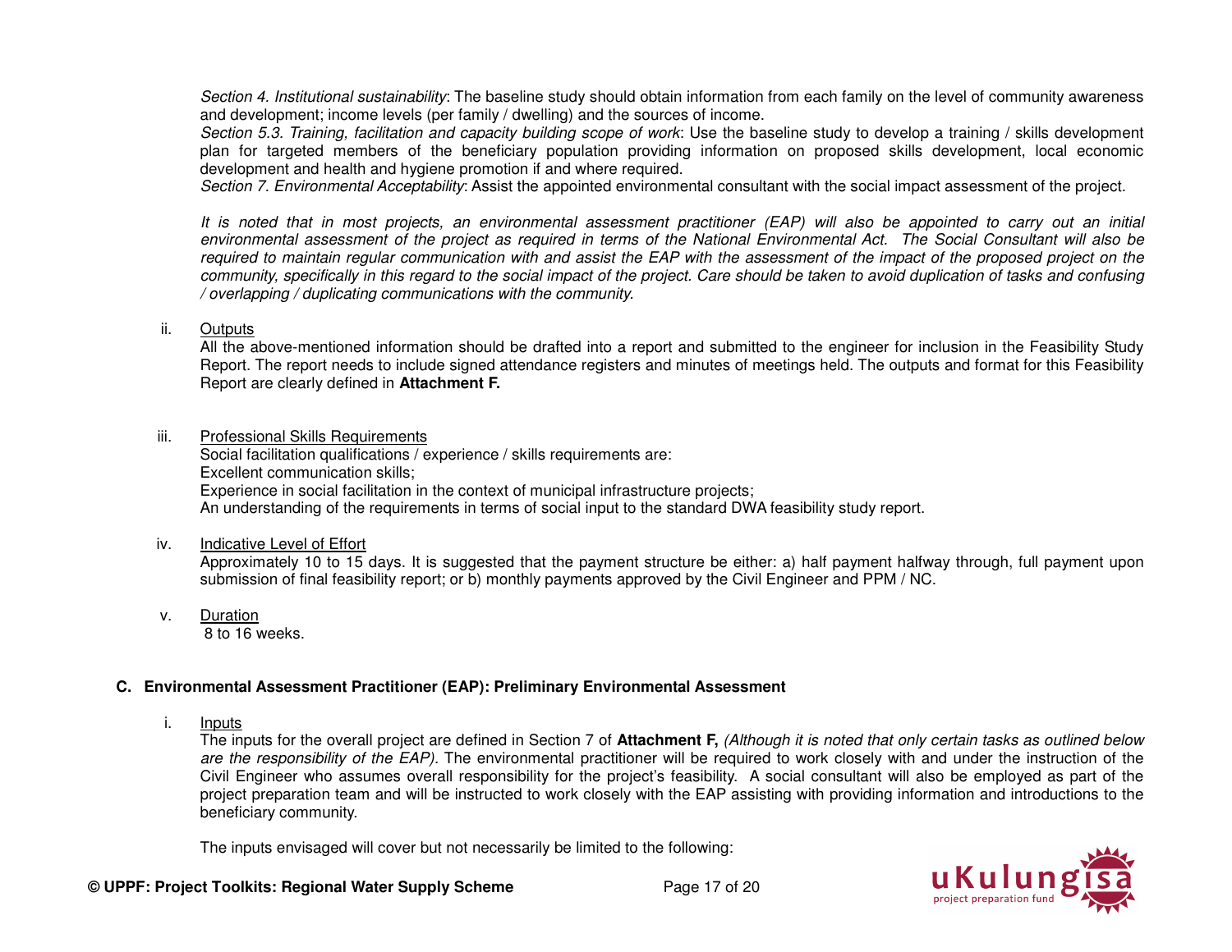*Section 4. Institutional sustainability*: The baseline study should obtain information from each family on the level of community awareness and development; income levels (per family / dwelling) and the sources of income.

*Section 5.3. Training, facilitation and capacity building scope of work*: Use the baseline study to develop a training / skills development plan for targeted members of the beneficiary population providing information on proposed skills development, local economic development and health and hygiene promotion if and where required.

*Section 7. Environmental Acceptability*: Assist the appointed environmental consultant with the social impact assessment of the project.

*It is noted that in most projects, an environmental assessment practitioner (EAP) will also be appointed to carry out an initial environmental assessment of the project as required in terms of the National Environmental Act. The Social Consultant will also be required to maintain regular communication with and assist the EAP with the assessment of the impact of the proposed project on the community, specifically in this regard to the social impact of the project. Care should be taken to avoid duplication of tasks and confusing / overlapping / duplicating communications with the community.*

ii. Outputs

All the above-mentioned information should be drafted into a report and submitted to the engineer for inclusion in the Feasibility Study Report. The report needs to include signed attendance registers and minutes of meetings held. The outputs and format for this Feasibility Report are clearly defined in **Attachment F.**

iii. Professional Skills Requirements

Social facilitation qualifications / experience / skills requirements are:
Excellent communication skills;
Experience in social facilitation in the context of municipal infrastructure projects;
An understanding of the requirements in terms of social input to the standard DWA feasibility study report.

iv. Indicative Level of Effort

Approximately 10 to 15 days. It is suggested that the payment structure be either: a) half payment halfway through, full payment upon submission of final feasibility report; or b) monthly payments approved by the Civil Engineer and PPM / NC.

v. Duration

8 to 16 weeks.

### C. Environmental Assessment Practitioner (EAP): Preliminary Environmental Assessment

i. Inputs

The inputs for the overall project are defined in Section 7 of **Attachment F,** *(Although it is noted that only certain tasks as outlined below are the responsibility of the EAP)*. The environmental practitioner will be required to work closely with and under the instruction of the Civil Engineer who assumes overall responsibility for the project's feasibility. A social consultant will also be employed as part of the project preparation team and will be instructed to work closely with the EAP assisting with providing information and introductions to the beneficiary community.

The inputs envisaged will cover but not necessarily be limited to the following: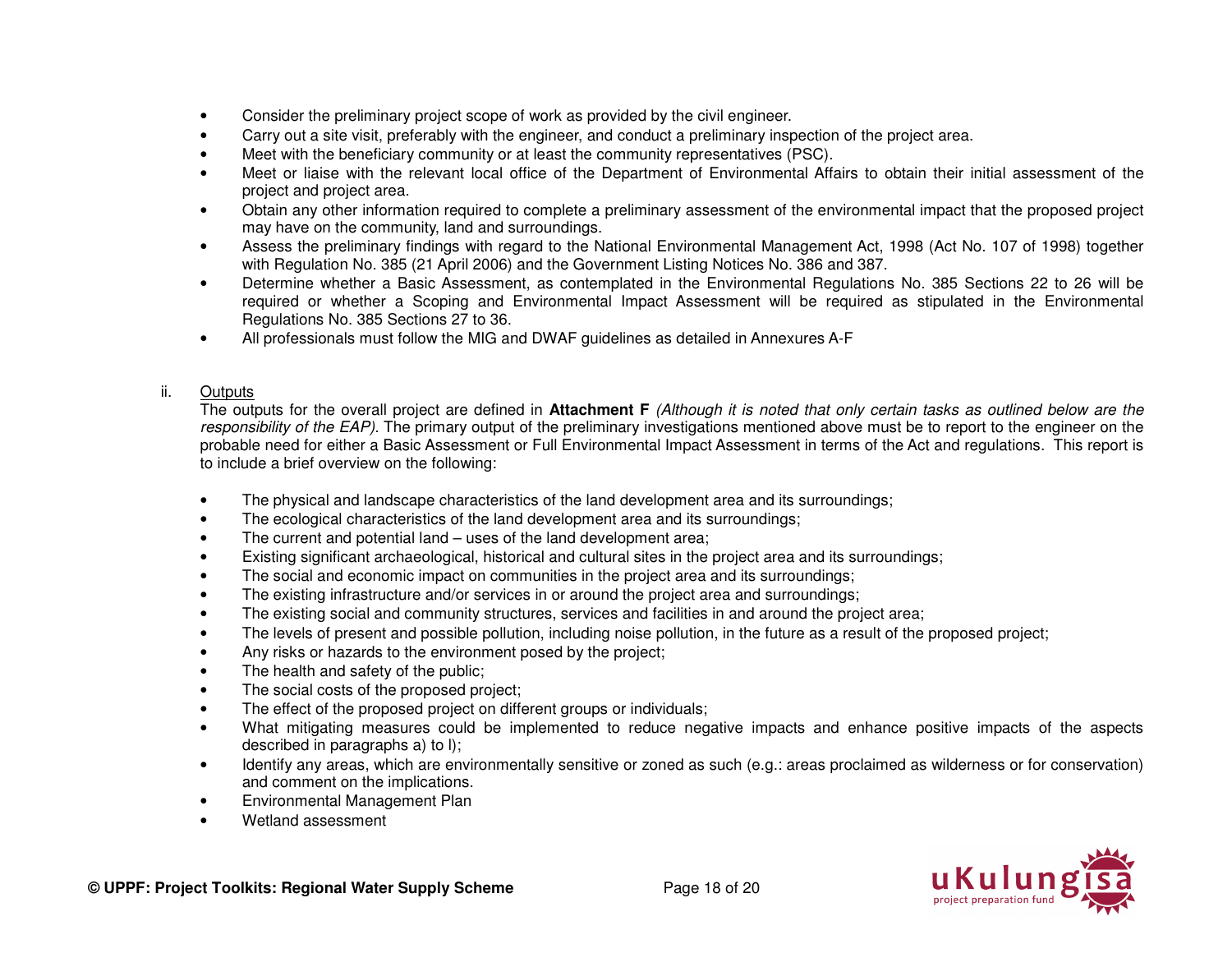- Consider the preliminary project scope of work as provided by the civil engineer.
- Carry out a site visit, preferably with the engineer, and conduct a preliminary inspection of the project area.
- Meet with the beneficiary community or at least the community representatives (PSC).
- Meet or liaise with the relevant local office of the Department of Environmental Affairs to obtain their initial assessment of the project and project area.
- Obtain any other information required to complete a preliminary assessment of the environmental impact that the proposed project may have on the community, land and surroundings.
- Assess the preliminary findings with regard to the National Environmental Management Act, 1998 (Act No. 107 of 1998) together with Regulation No. 385 (21 April 2006) and the Government Listing Notices No. 386 and 387.
- Determine whether a Basic Assessment, as contemplated in the Environmental Regulations No. 385 Sections 22 to 26 will be required or whether a Scoping and Environmental Impact Assessment will be required as stipulated in the Environmental Regulations No. 385 Sections 27 to 36.
- All professionals must follow the MIG and DWAF guidelines as detailed in Annexures A-F

ii. Outputs

The outputs for the overall project are defined in **Attachment F** *(Although it is noted that only certain tasks as outlined below are the responsibility of the EAP)*. The primary output of the preliminary investigations mentioned above must be to report to the engineer on the probable need for either a Basic Assessment or Full Environmental Impact Assessment in terms of the Act and regulations. This report is to include a brief overview on the following:

- The physical and landscape characteristics of the land development area and its surroundings;
- The ecological characteristics of the land development area and its surroundings;
- The current and potential land – uses of the land development area;
- Existing significant archaeological, historical and cultural sites in the project area and its surroundings;
- The social and economic impact on communities in the project area and its surroundings;
- The existing infrastructure and/or services in or around the project area and surroundings;
- The existing social and community structures, services and facilities in and around the project area;
- The levels of present and possible pollution, including noise pollution, in the future as a result of the proposed project;
- Any risks or hazards to the environment posed by the project;
- The health and safety of the public;
- The social costs of the proposed project;
- The effect of the proposed project on different groups or individuals;
- What mitigating measures could be implemented to reduce negative impacts and enhance positive impacts of the aspects described in paragraphs a) to l);
- Identify any areas, which are environmentally sensitive or zoned as such (e.g.: areas proclaimed as wilderness or for conservation) and comment on the implications.
- Environmental Management Plan
- Wetland assessment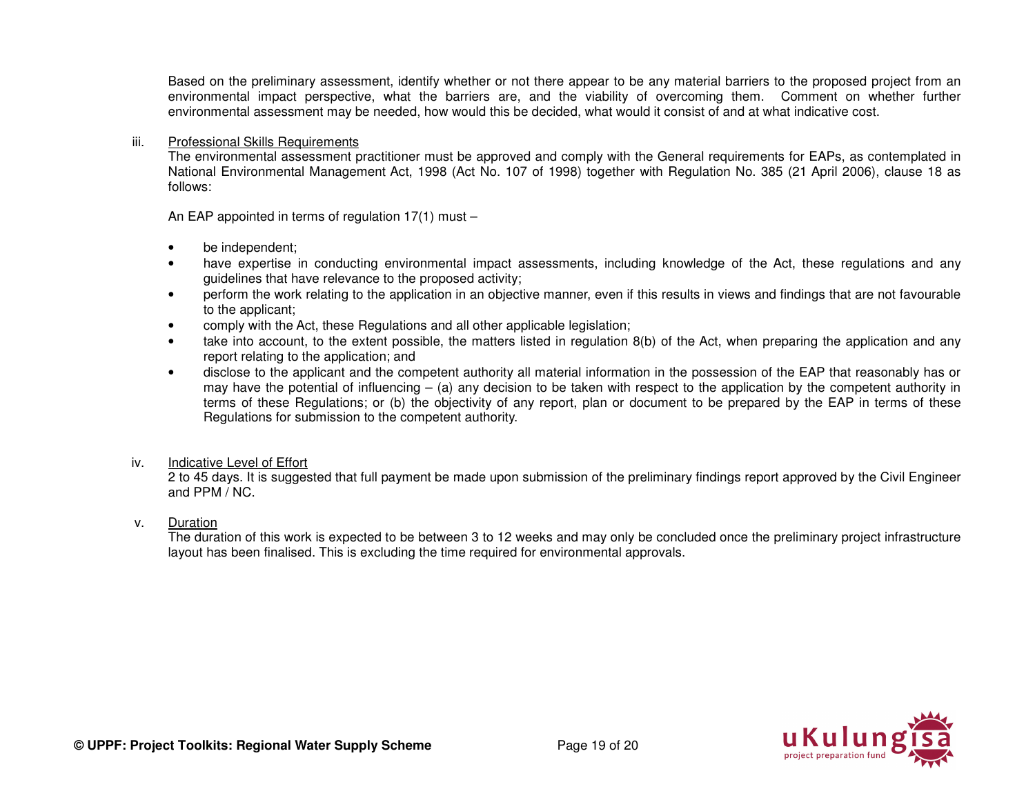Based on the preliminary assessment, identify whether or not there appear to be any material barriers to the proposed project from an environmental impact perspective, what the barriers are, and the viability of overcoming them. Comment on whether further environmental assessment may be needed, how would this be decided, what would it consist of and at what indicative cost.

iii. <u>Professional Skills Requirements</u>

The environmental assessment practitioner must be approved and comply with the General requirements for EAPs, as contemplated in National Environmental Management Act, 1998 (Act No. 107 of 1998) together with Regulation No. 385 (21 April 2006), clause 18 as follows:

An EAP appointed in terms of regulation 17(1) must –

- be independent;
- have expertise in conducting environmental impact assessments, including knowledge of the Act, these regulations and any guidelines that have relevance to the proposed activity;
- perform the work relating to the application in an objective manner, even if this results in views and findings that are not favourable to the applicant;
- comply with the Act, these Regulations and all other applicable legislation;
- take into account, to the extent possible, the matters listed in regulation 8(b) of the Act, when preparing the application and any report relating to the application; and
- disclose to the applicant and the competent authority all material information in the possession of the EAP that reasonably has or may have the potential of influencing – (a) any decision to be taken with respect to the application by the competent authority in terms of these Regulations; or (b) the objectivity of any report, plan or document to be prepared by the EAP in terms of these Regulations for submission to the competent authority.

iv. <u>Indicative Level of Effort</u>

2 to 45 days. It is suggested that full payment be made upon submission of the preliminary findings report approved by the Civil Engineer and PPM / NC.

v. <u>Duration</u>

The duration of this work is expected to be between 3 to 12 weeks and may only be concluded once the preliminary project infrastructure layout has been finalised. This is excluding the time required for environmental approvals.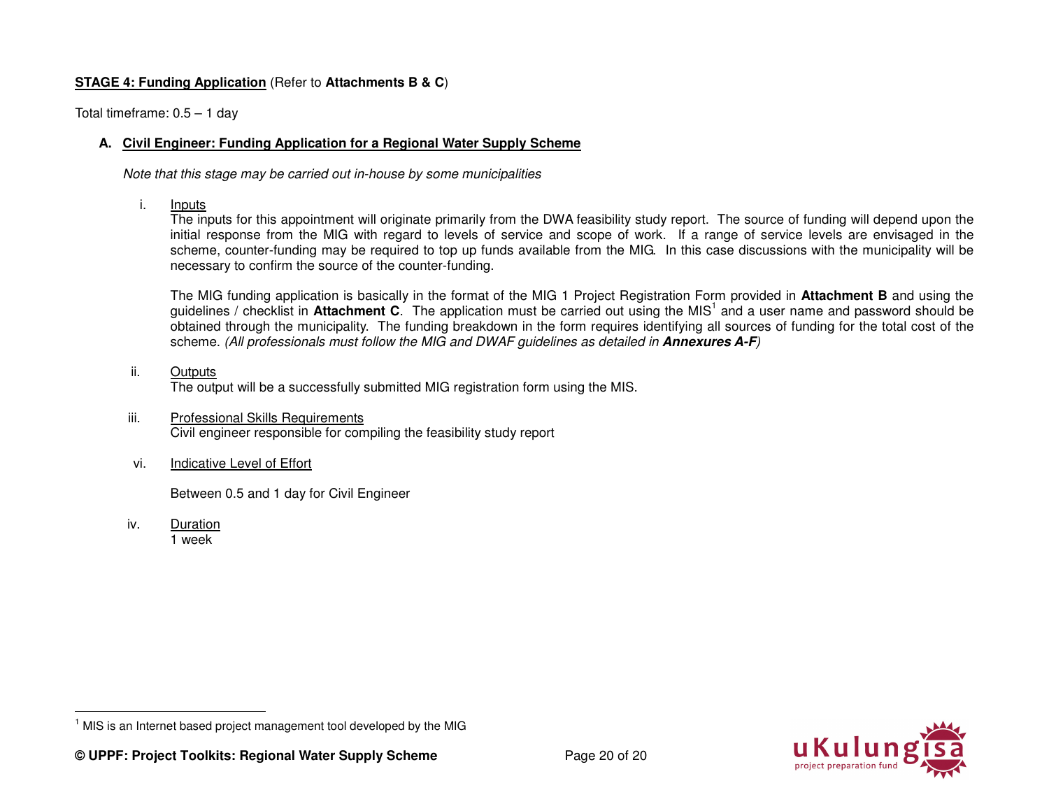**STAGE 4: Funding Application** (Refer to **Attachments B & C**)

Total timeframe: 0.5 – 1 day

**A. Civil Engineer: Funding Application for a Regional Water Supply Scheme**

*Note that this stage may be carried out in-house by some municipalities*

i. Inputs

The inputs for this appointment will originate primarily from the DWA feasibility study report. The source of funding will depend upon the initial response from the MIG with regard to levels of service and scope of work. If a range of service levels are envisaged in the scheme, counter-funding may be required to top up funds available from the MIG. In this case discussions with the municipality will be necessary to confirm the source of the counter-funding.

The MIG funding application is basically in the format of the MIG 1 Project Registration Form provided in **Attachment B** and using the guidelines / checklist in **Attachment C**. The application must be carried out using the MIS[1] and a user name and password should be obtained through the municipality. The funding breakdown in the form requires identifying all sources of funding for the total cost of the scheme. *(All professionals must follow the MIG and DWAF guidelines as detailed in **Annexures A-F**)*

ii. Outputs

The output will be a successfully submitted MIG registration form using the MIS.

iii. Professional Skills Requirements

Civil engineer responsible for compiling the feasibility study report

vi. Indicative Level of Effort

Between 0.5 and 1 day for Civil Engineer

iv. Duration

1 week

[1] MIS is an Internet based project management tool developed by the MIG